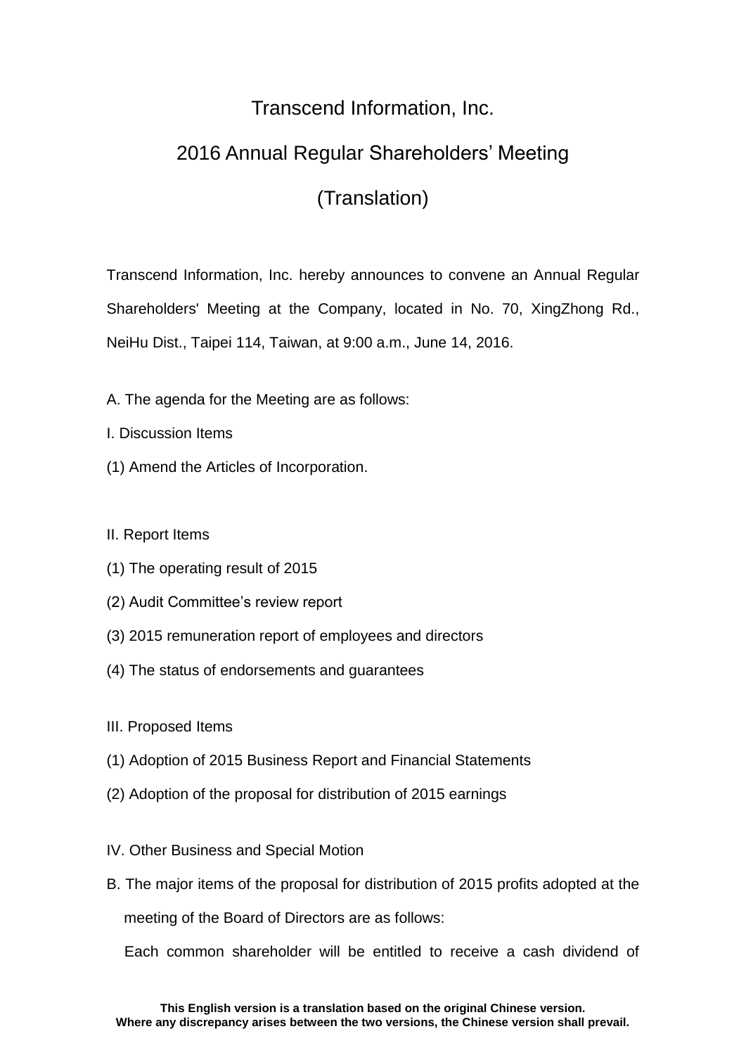# Transcend Information, Inc.

## 2016 Annual Regular Shareholders' Meeting

## (Translation)

Transcend Information, Inc. hereby announces to convene an Annual Regular Shareholders' Meeting at the Company, located in No. 70, XingZhong Rd., NeiHu Dist., Taipei 114, Taiwan, at 9:00 a.m., June 14, 2016.

A. The agenda for the Meeting are as follows:

I. Discussion Items

(1) Amend the Articles of Incorporation.

II. Report Items

(1) The operating result of 2015

(2) Audit Committee's review report

(3) 2015 remuneration report of employees and directors

(4) The status of endorsements and guarantees

III. Proposed Items

(1) Adoption of 2015 Business Report and Financial Statements

(2) Adoption of the proposal for distribution of 2015 earnings

IV. Other Business and Special Motion

B. The major items of the proposal for distribution of 2015 profits adopted at the meeting of the Board of Directors are as follows:

Each common shareholder will be entitled to receive a cash dividend of

**This English version is a translation based on the original Chinese version.**
**Where any discrepancy arises between the two versions, the Chinese version shall prevail.**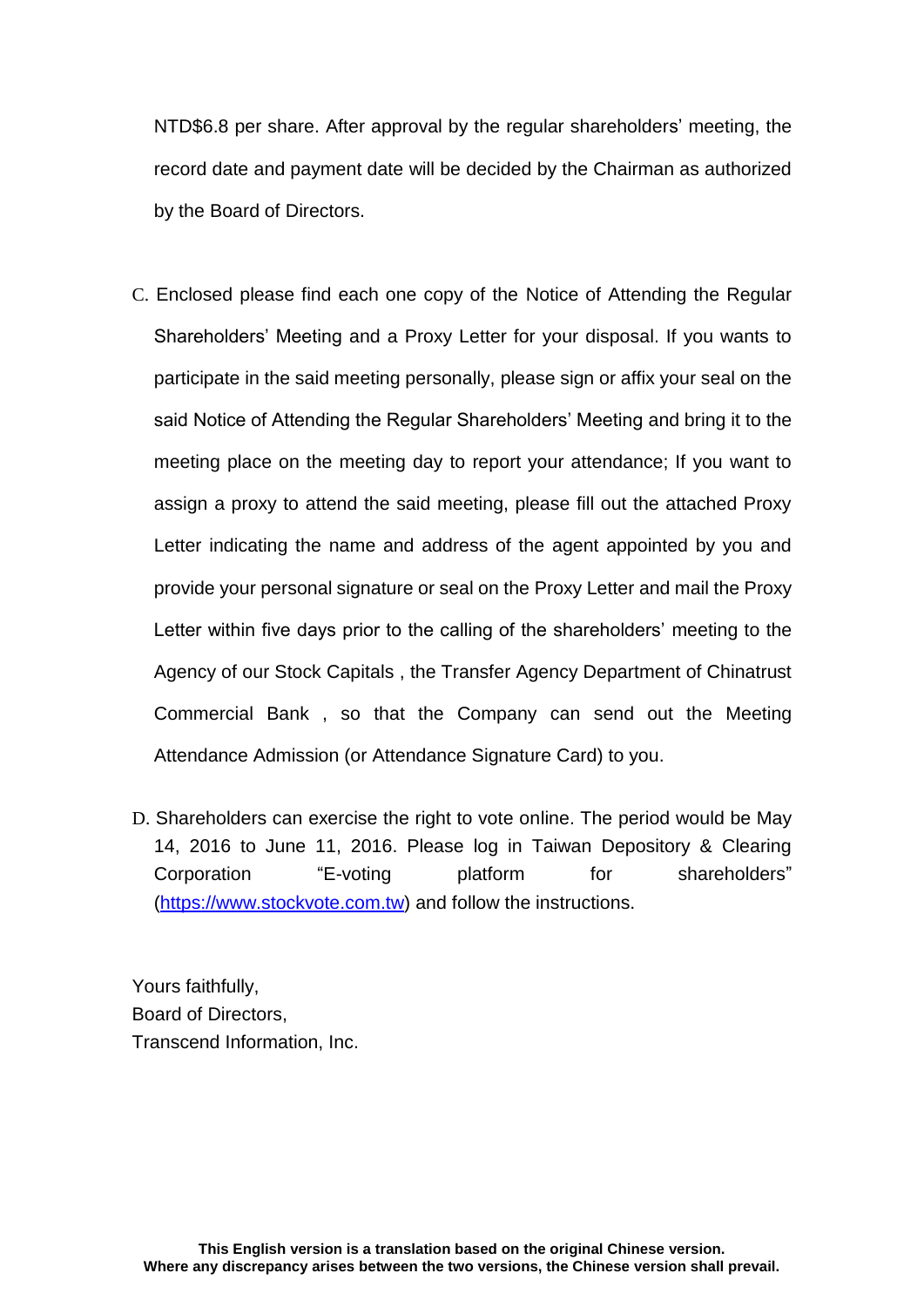NTD$6.8 per share. After approval by the regular shareholders' meeting, the record date and payment date will be decided by the Chairman as authorized by the Board of Directors.

C. Enclosed please find each one copy of the Notice of Attending the Regular Shareholders' Meeting and a Proxy Letter for your disposal. If you wants to participate in the said meeting personally, please sign or affix your seal on the said Notice of Attending the Regular Shareholders' Meeting and bring it to the meeting place on the meeting day to report your attendance; If you want to assign a proxy to attend the said meeting, please fill out the attached Proxy Letter indicating the name and address of the agent appointed by you and provide your personal signature or seal on the Proxy Letter and mail the Proxy Letter within five days prior to the calling of the shareholders' meeting to the Agency of our Stock Capitals , the Transfer Agency Department of Chinatrust Commercial Bank , so that the Company can send out the Meeting Attendance Admission (or Attendance Signature Card) to you.

D. Shareholders can exercise the right to vote online. The period would be May 14, 2016 to June 11, 2016. Please log in Taiwan Depository & Clearing Corporation "E-voting platform for shareholders" (https://www.stockvote.com.tw) and follow the instructions.

Yours faithfully,
Board of Directors,
Transcend Information, Inc.

**This English version is a translation based on the original Chinese version.**
**Where any discrepancy arises between the two versions, the Chinese version shall prevail.**